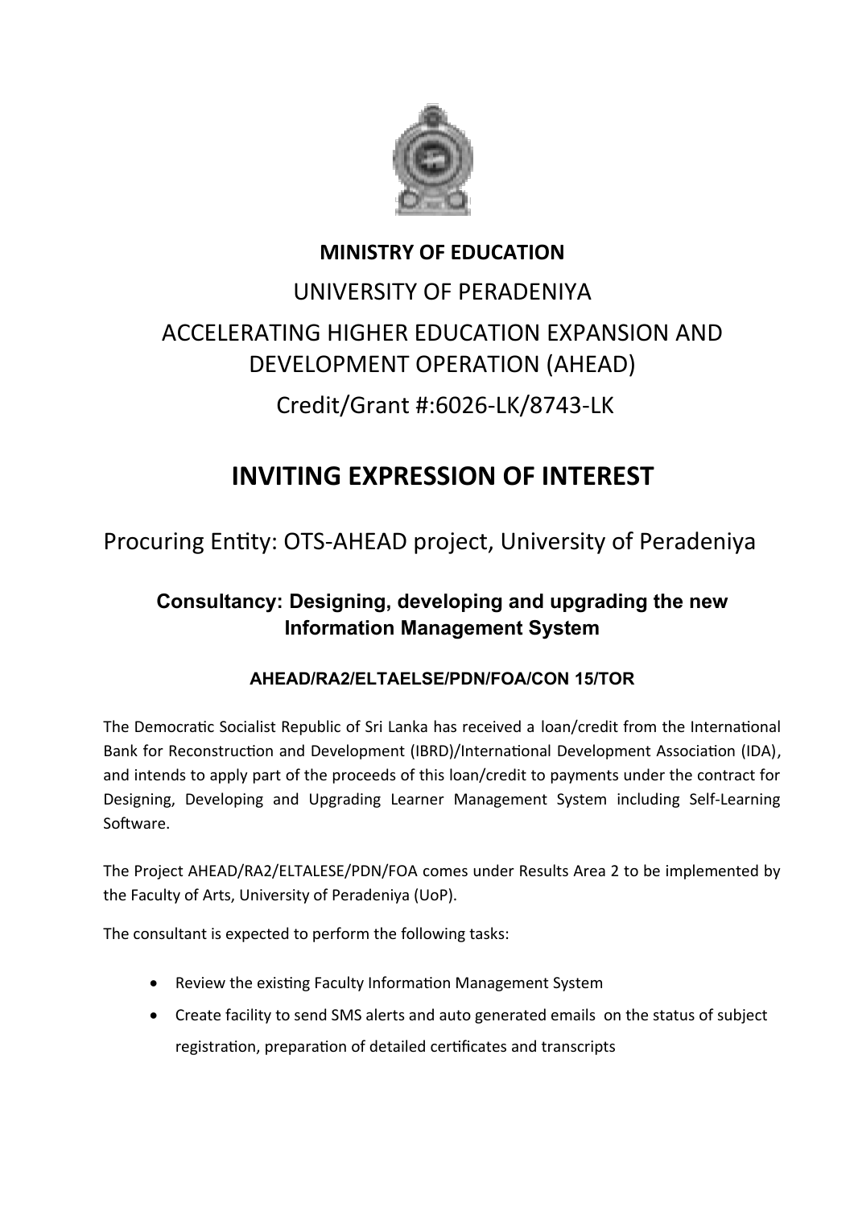**MINISTRY OF EDUCATION**

UNIVERSITY OF PERADENIYA

ACCELERATING HIGHER EDUCATION EXPANSION AND DEVELOPMENT OPERATION (AHEAD)

Credit/Grant #:6026-LK/8743-LK

# INVITING EXPRESSION OF INTEREST

Procuring Entity: OTS-AHEAD project, University of Peradeniya

## Consultancy: Designing, developing and upgrading the new Information Management System

### AHEAD/RA2/ELTAELSE/PDN/FOA/CON 15/TOR

The Democratic Socialist Republic of Sri Lanka has received a loan/credit from the International Bank for Reconstruction and Development (IBRD)/International Development Association (IDA), and intends to apply part of the proceeds of this loan/credit to payments under the contract for Designing, Developing and Upgrading Learner Management System including Self-Learning Software.

The Project AHEAD/RA2/ELTALESE/PDN/FOA comes under Results Area 2 to be implemented by the Faculty of Arts, University of Peradeniya (UoP).

The consultant is expected to perform the following tasks:

- Review the existing Faculty Information Management System
- Create facility to send SMS alerts and auto generated emails on the status of subject registration, preparation of detailed certificates and transcripts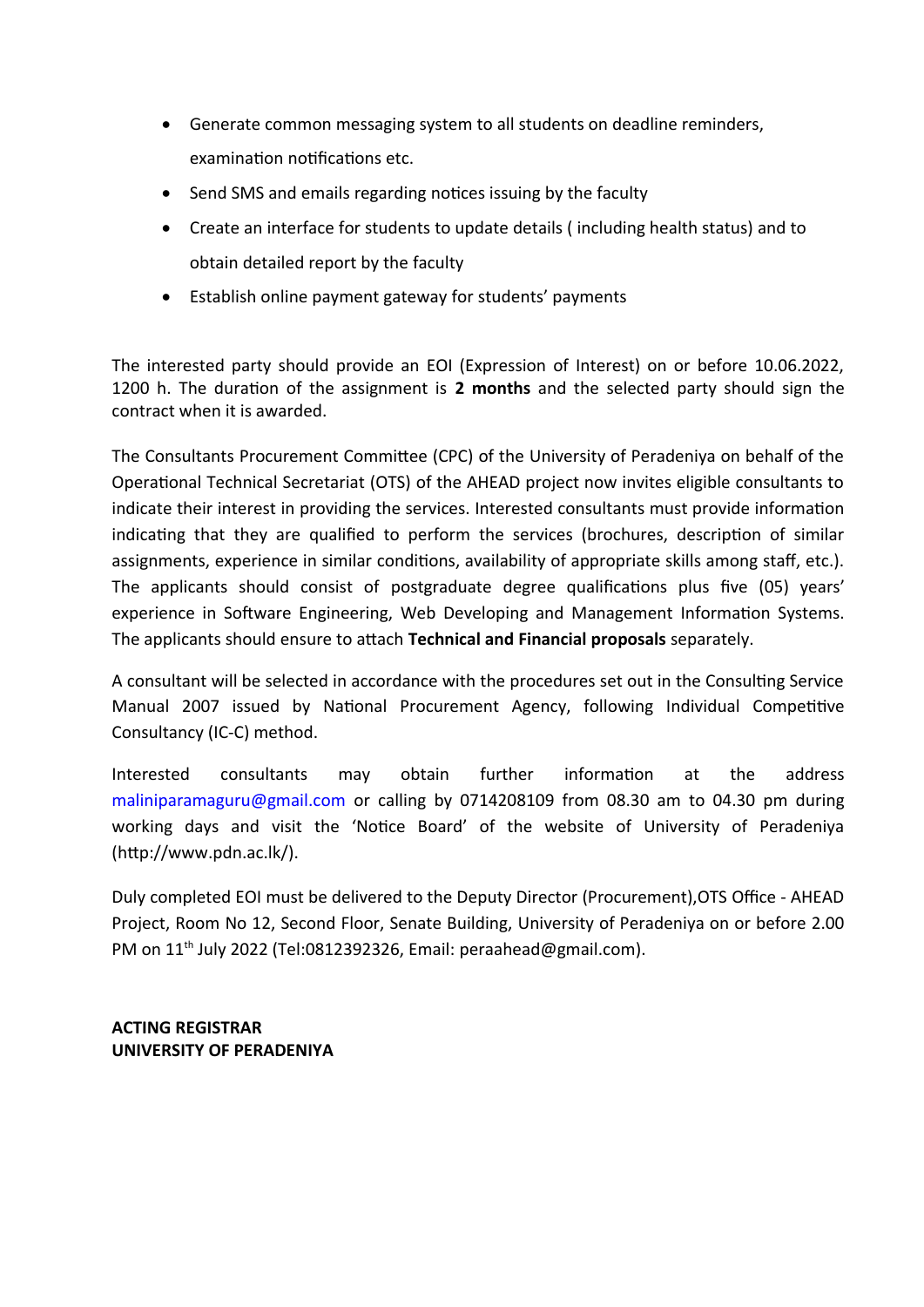- Generate common messaging system to all students on deadline reminders, examination notifications etc.
- Send SMS and emails regarding notices issuing by the faculty
- Create an interface for students to update details ( including health status) and to obtain detailed report by the faculty
- Establish online payment gateway for students' payments

The interested party should provide an EOI (Expression of Interest) on or before 10.06.2022, 1200 h. The duration of the assignment is **2 months** and the selected party should sign the contract when it is awarded.

The Consultants Procurement Committee (CPC) of the University of Peradeniya on behalf of the Operational Technical Secretariat (OTS) of the AHEAD project now invites eligible consultants to indicate their interest in providing the services. Interested consultants must provide information indicating that they are qualified to perform the services (brochures, description of similar assignments, experience in similar conditions, availability of appropriate skills among staff, etc.). The applicants should consist of postgraduate degree qualifications plus five (05) years' experience in Software Engineering, Web Developing and Management Information Systems. The applicants should ensure to attach **Technical and Financial proposals** separately.

A consultant will be selected in accordance with the procedures set out in the Consulting Service Manual 2007 issued by National Procurement Agency, following Individual Competitive Consultancy (IC-C) method.

Interested consultants may obtain further information at the address maliniparamaguru@gmail.com or calling by 0714208109 from 08.30 am to 04.30 pm during working days and visit the 'Notice Board' of the website of University of Peradeniya (http://www.pdn.ac.lk/).

Duly completed EOI must be delivered to the Deputy Director (Procurement),OTS Office - AHEAD Project, Room No 12, Second Floor, Senate Building, University of Peradeniya on or before 2.00 PM on 11th July 2022 (Tel:0812392326, Email: peraahead@gmail.com).

**ACTING REGISTRAR**
**UNIVERSITY OF PERADENIYA**